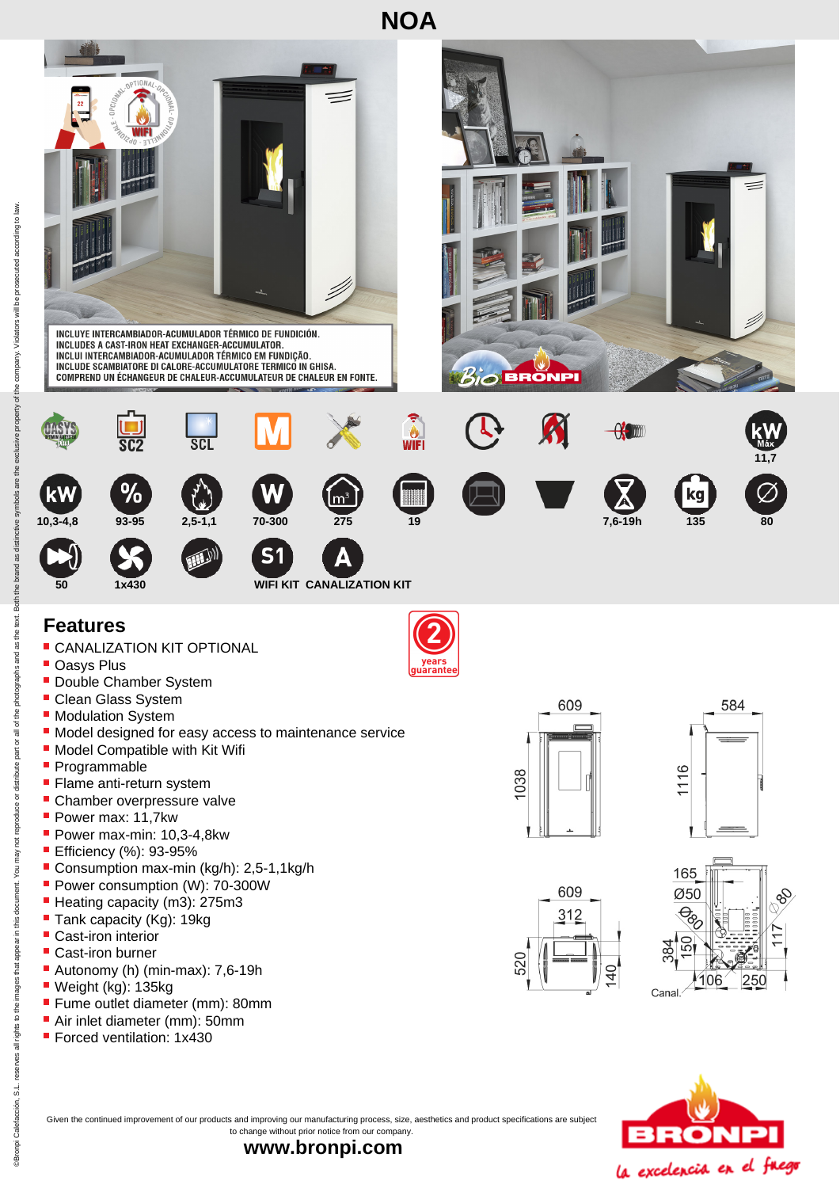# NOA

INCLUYE INTERCAMBIADOR-ACUMULADOR TÉRMICO DE FUNDICIÓN.
INCLUDES A CAST-IRON HEAT EXCHANGER-ACCUMULATOR.
INCLUI INTERCAMBIADOR-ACUMULADOR TÉRMICO EM FUNDIÇÃO.
INCLUDE SCAMBIATORE DI CALORE-ACCUMULATORE TERMICO IN GHISA.
COMPREND UN ÉCHANGEUR DE CHALEUR-ACCUMULATEUR DE CHALEUR EN FONTE.

SC2 | SCL | WIFI | kW Máx 11,7

10,3-4,8 | 93-95 | 2,5-1,1 | 70-300 | 275 | 19 | 7,6-19h | 135 | 80

50 | 1x430 | WIFI KIT | CANALIZATION KIT

## Features

- CANALIZATION KIT OPTIONAL
- Oasys Plus
- Double Chamber System
- Clean Glass System
- Modulation System
- Model designed for easy access to maintenance service
- Model Compatible with Kit Wifi
- Programmable
- Flame anti-return system
- Chamber overpressure valve
- Power max: 11,7kw
- Power max-min: 10,3-4,8kw
- Efficiency (%): 93-95%
- Consumption max-min (kg/h): 2,5-1,1kg/h
- Power consumption (W): 70-300W
- Heating capacity (m3): 275m3
- Tank capacity (Kg): 19kg
- Cast-iron interior
- Cast-iron burner
- Autonomy (h) (min-max): 7,6-19h
- Weight (kg): 135kg
- Fume outlet diameter (mm): 80mm
- Air inlet diameter (mm): 50mm
- Forced ventilation: 1x430

2 years guarantee

609 | 1038 | 584 | 1116 | 609 | 312 | 520 | 140 | 165 | Ø50 | Ø80 | Ø80 | 384 | 150 | 106 | 250 | 117 | Canal.

Given the continued improvement of our products and improving our manufacturing process, size, aesthetics and product specifications are subject to change without prior notice from our company.

**www.bronpi.com**

BRONPI *la excelencia en el fuego*

©Bronpi Calefacción, S.L. reserves all rights to the images that appear in this document. You may not reproduce or distribute part or all of the photographs and as the text. Both the brand as distinctive symbols are the exclusive property of the company. Violators will be prosecuted according to law.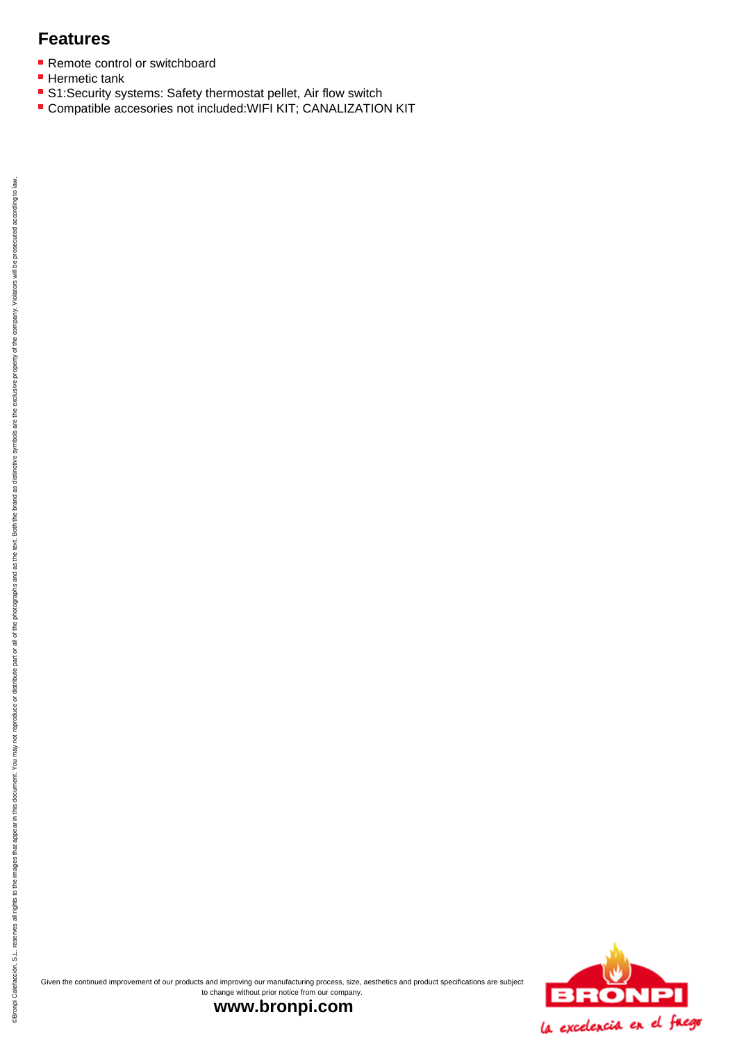## Features

- Remote control or switchboard
- Hermetic tank
- S1:Security systems: Safety thermostat pellet, Air flow switch
- Compatible accesories not included:WIFI KIT; CANALIZATION KIT

©Bronpi Calefacción, S.L. reserves all rights to the images that appear in this document. You may not reproduce or distribute part or all of the photographs and as the text. Both the brand as distinctive symbols are the exclusive property of the company. Violators will be prosecuted according to law.

Given the continued improvement of our products and improving our manufacturing process, size, aesthetics and product specifications are subject to change without prior notice from our company.

**www.bronpi.com**

BRONPI

la excelencia en el fuego